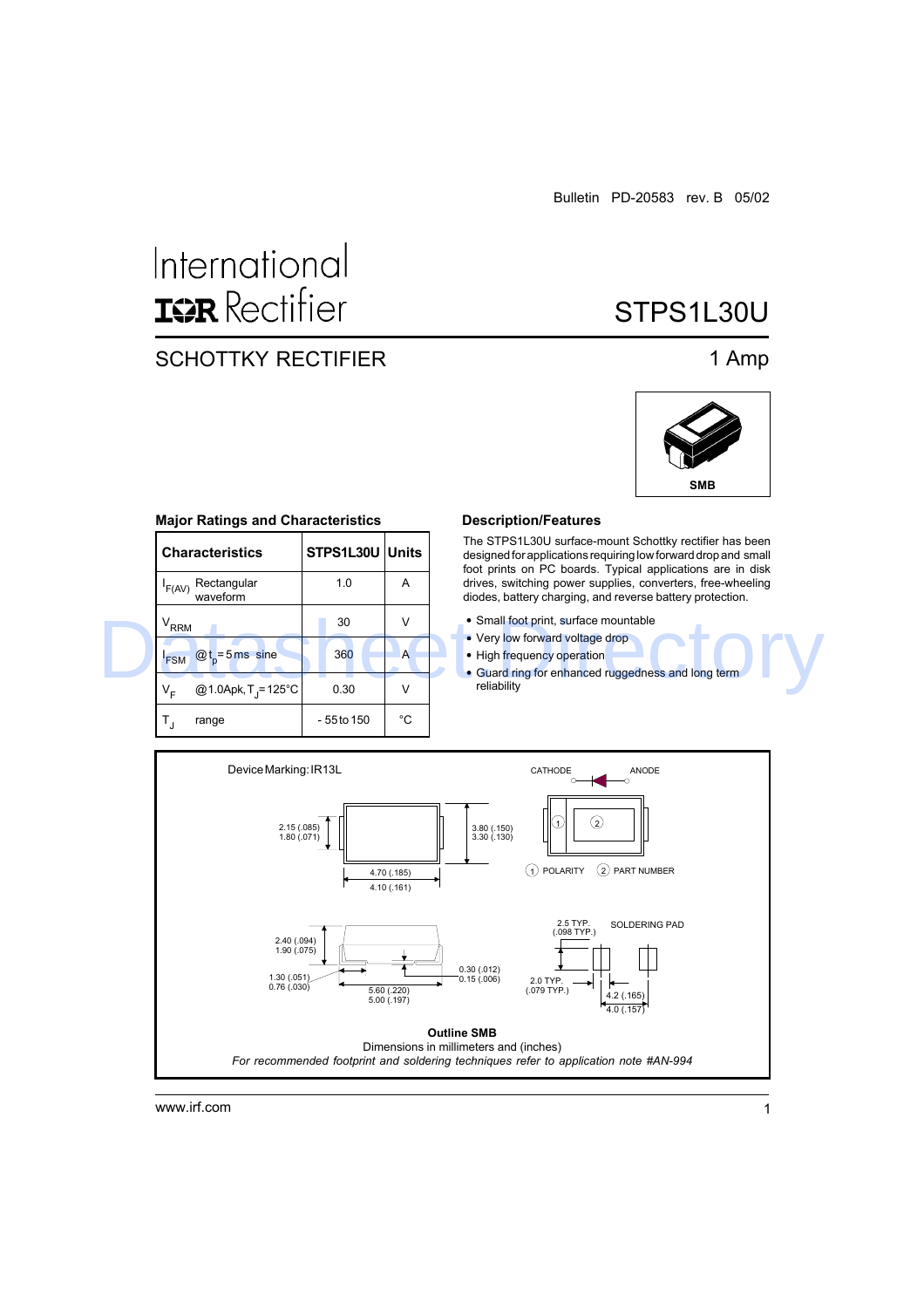Bulletin PD-20583 rev. B 05/02

International
**IOR** Rectifier

# STPS1L30U

## SCHOTTKY RECTIFIER

1 Amp

SMB

### Major Ratings and Characteristics

| Characteristics | STPS1L30U | Units |
|---|---|---|
| $I_{F(AV)}$ Rectangular waveform | 1.0 | A |
| $V_{RRM}$ | 30 | V |
| $I_{FSM}$ @ $t_p$ = 5 ms sine | 360 | A |
| $V_F$ @1.0Apk, $T_J$ = 125°C | 0.30 | V |
| $T_J$ range | - 55 to 150 | °C |

### Description/Features

The STPS1L30U surface-mount Schottky rectifier has been designed for applications requiring low forward drop and small foot prints on PC boards. Typical applications are in disk drives, switching power supplies, converters, free-wheeling diodes, battery charging, and reverse battery protection.

- Small foot print, surface mountable
- Very low forward voltage drop
- High frequency operation
- Guard ring for enhanced ruggedness and long term reliability

Device Marking: IR13L

CATHODE ANODE

2.15 (.085)
1.80 (.071)

3.80 (.150)
3.30 (.130)

4.70 (.185)
4.10 (.161)

1 POLARITY 2 PART NUMBER

2.40 (.094)
1.90 (.075)

1.30 (.051)
0.76 (.030)

5.60 (.220)
5.00 (.197)

0.30 (.012)
0.15 (.006)

2.5 TYP.
(.098 TYP.)

SOLDERING PAD

2.0 TYP.
(.079 TYP.)

4.2 (.165)
4.0 (.157)

**Outline SMB**
Dimensions in millimeters and (inches)
*For recommended footprint and soldering techniques refer to application note #AN-994*

www.irf.com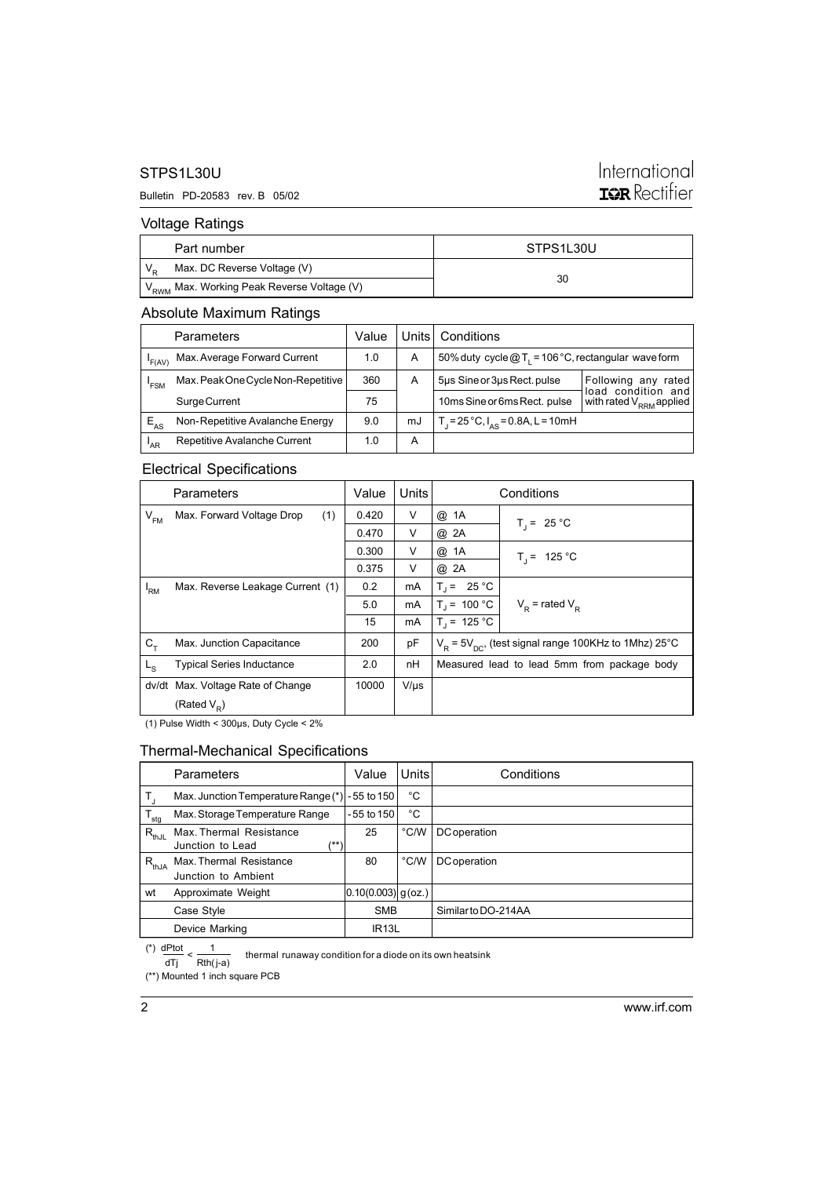## Voltage Ratings

| | Part number | STPS1L30U |
|---|---|---|
| $V_R$ | Max. DC Reverse Voltage (V) | 30 |
| $V_{RWM}$ | Max. Working Peak Reverse Voltage (V) | |

## Absolute Maximum Ratings

| | Parameters | Value | Units | Conditions | |
|---|---|---|---|---|---|
| $I_{F(AV)}$ | Max. Average Forward Current | 1.0 | A | 50% duty cycle @ $T_L$ = 106 °C, rectangular wave form | |
| $I_{FSM}$ | Max. Peak One Cycle Non-Repetitive | 360 | A | 5µs Sine or 3µs Rect. pulse | Following any rated load condition and with rated $V_{RRM}$ applied |
| | Surge Current | 75 | | 10ms Sine or 6ms Rect. pulse | |
| $E_{AS}$ | Non-Repetitive Avalanche Energy | 9.0 | mJ | $T_J$ = 25 °C, $I_{AS}$ = 0.8A, L = 10mH | |
| $I_{AR}$ | Repetitive Avalanche Current | 1.0 | A | | |

## Electrical Specifications

| | Parameters | Value | Units | Conditions | |
|---|---|---|---|---|---|
| $V_{FM}$ | Max. Forward Voltage Drop (1) | 0.420 | V | @ 1A | $T_J$ = 25 °C |
| | | 0.470 | V | @ 2A | |
| | | 0.300 | V | @ 1A | $T_J$ = 125 °C |
| | | 0.375 | V | @ 2A | |
| $I_{RM}$ | Max. Reverse Leakage Current (1) | 0.2 | mA | $T_J$ = 25 °C | $V_R$ = rated $V_R$ |
| | | 5.0 | mA | $T_J$ = 100 °C | |
| | | 15 | mA | $T_J$ = 125 °C | |
| $C_T$ | Max. Junction Capacitance | 200 | pF | $V_R$ = 5$V_{DC}$, (test signal range 100KHz to 1Mhz) 25°C | |
| $L_S$ | Typical Series Inductance | 2.0 | nH | Measured lead to lead 5mm from package body | |
| dv/dt | Max. Voltage Rate of Change (Rated $V_R$) | 10000 | V/µs | | |

(1) Pulse Width < 300µs, Duty Cycle < 2%

## Thermal-Mechanical Specifications

| | Parameters | Value | Units | Conditions |
|---|---|---|---|---|
| $T_J$ | Max. Junction Temperature Range (*) | -55 to 150 | °C | |
| $T_{stg}$ | Max. Storage Temperature Range | -55 to 150 | °C | |
| $R_{thJL}$ | Max. Thermal Resistance Junction to Lead (**) | 25 | °C/W | DC operation |
| $R_{thJA}$ | Max. Thermal Resistance Junction to Ambient | 80 | °C/W | DC operation |
| wt | Approximate Weight | 0.10(0.003) | g (oz.) | |
| | Case Style | SMB | | Similar to DO-214AA |
| | Device Marking | IR13L | | |

(*) $\frac{dPtot}{dTj} < \frac{1}{Rth(j\text{-}a)}$ thermal runaway condition for a diode on its own heatsink

(**) Mounted 1 inch square PCB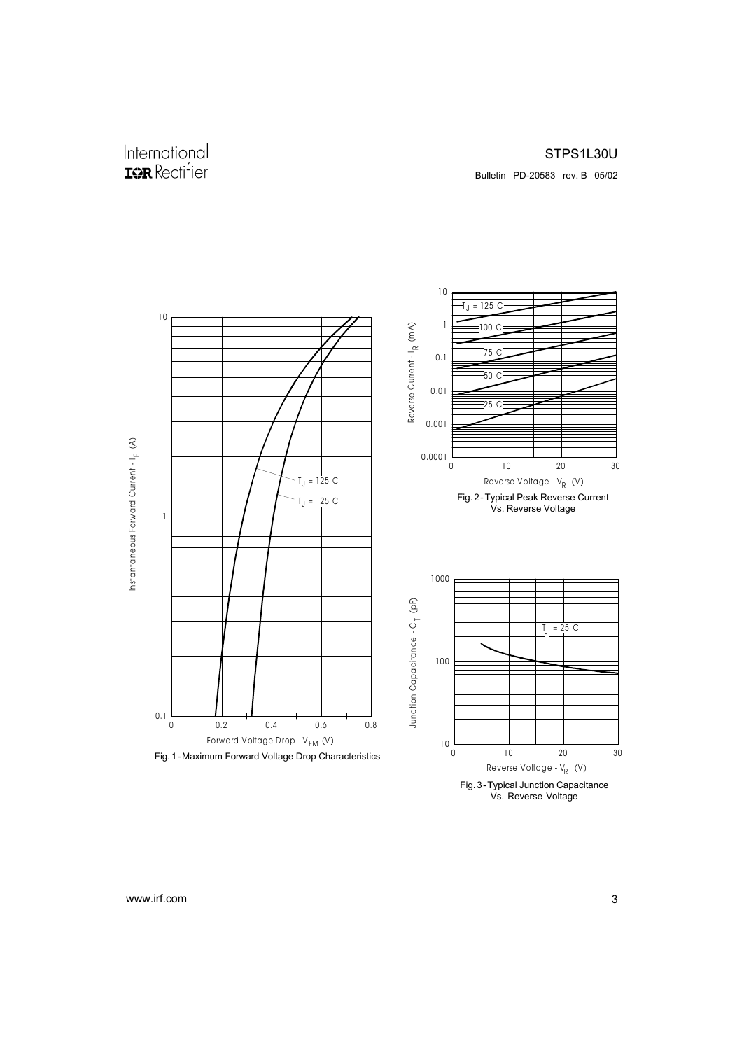Instantaneous Forward Current - $I_F$ (A)

$T_J$ = 125 C

$T_J$ = 25 C

Forward Voltage Drop - $V_{FM}$ (V)

Fig. 1 - Maximum Forward Voltage Drop Characteristics

Reverse Current - $I_R$ (mA)

$T_J$ = 125 C

100 C

75 C

50 C

25 C

Reverse Voltage - $V_R$ (V)

Fig. 2 - Typical Peak Reverse Current Vs. Reverse Voltage

Junction Capacitance - $C_T$ (pF)

$T_J$ = 25 C

Reverse Voltage - $V_R$ (V)

Fig. 3 - Typical Junction Capacitance Vs. Reverse Voltage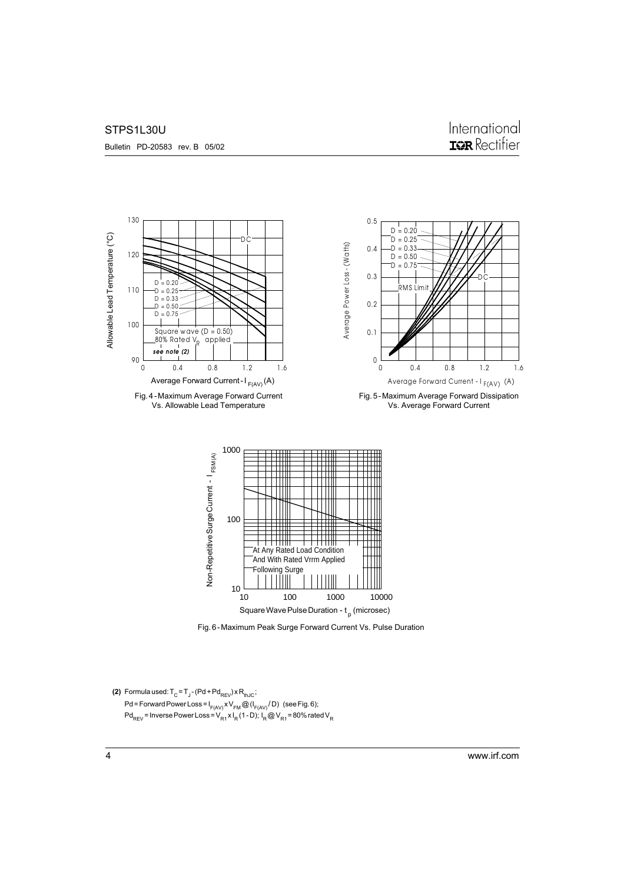Fig. 4 - Maximum Average Forward Current Vs. Allowable Lead Temperature

Fig. 5 - Maximum Average Forward Dissipation Vs. Average Forward Current

Fig. 6 - Maximum Peak Surge Forward Current Vs. Pulse Duration

**(2)** Formula used: $T_C = T_J - (Pd + Pd_{REV}) \times R_{thJC}$;
$Pd$ = Forward Power Loss = $I_{F(AV)} \times V_{FM} @ (I_{F(AV)} / D)$ (see Fig. 6);
$Pd_{REV}$ = Inverse Power Loss = $V_{R1} \times I_R (1 - D)$; $I_R @ V_{R1}$ = 80% rated $V_R$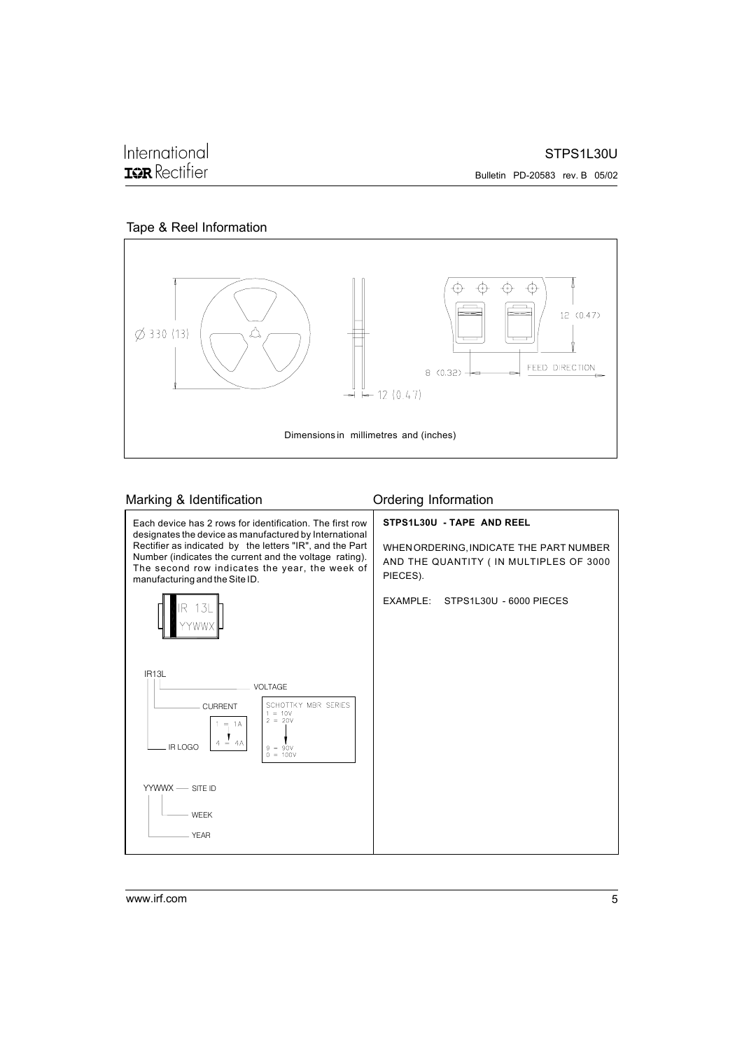## Tape & Reel Information

Ø 330 (13)

12 (0.47)

12 (0.47)

8 (0.32)

FEED DIRECTION

Dimensions in millimetres and (inches)

## Marking & Identification

Each device has 2 rows for identification. The first row designates the device as manufactured by International Rectifier as indicated by the letters "IR", and the Part Number (indicates the current and the voltage rating). The second row indicates the year, the week of manufacturing and the Site ID.

IR 13L
YYWWX

IR13L

- VOLTAGE
- CURRENT
- IR LOGO

1 = 1A
↓
4 = 4A

SCHOTTKY MBR SERIES
1 = 10V
2 = 20V
↓
9 = 90V
0 = 100V

YYWWX — SITE ID

- WEEK
- YEAR

## Ordering Information

**STPS1L30U - TAPE AND REEL**

WHEN ORDERING, INDICATE THE PART NUMBER AND THE QUANTITY ( IN MULTIPLES OF 3000 PIECES).

EXAMPLE: STPS1L30U - 6000 PIECES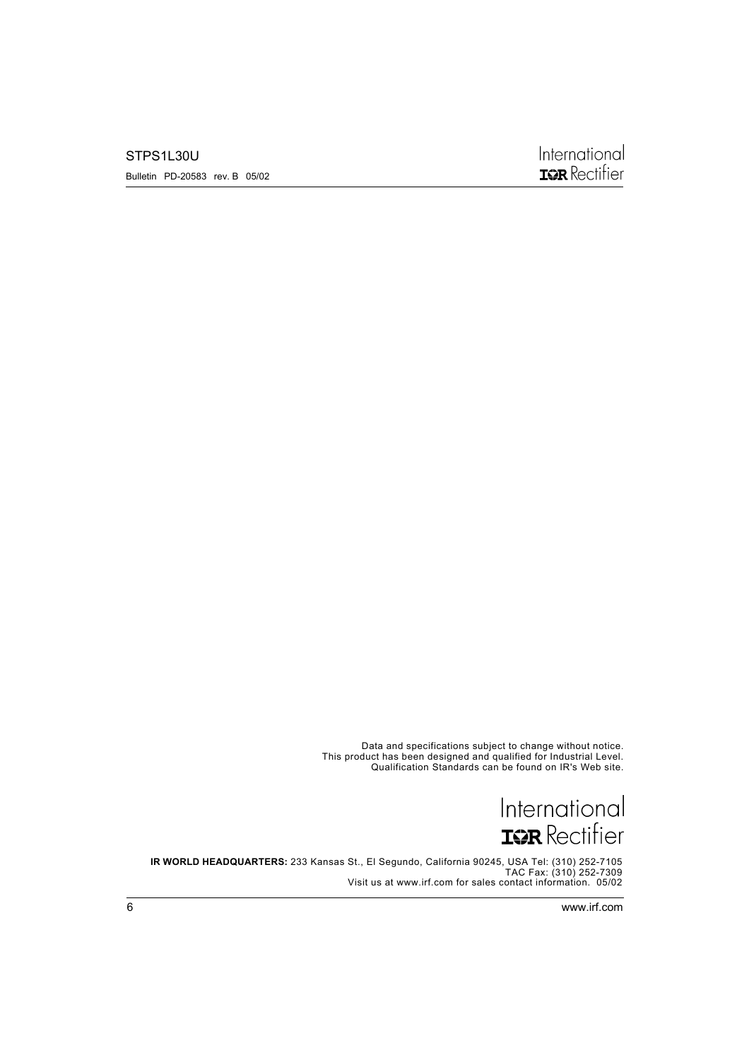Data and specifications subject to change without notice.
This product has been designed and qualified for Industrial Level.
Qualification Standards can be found on IR's Web site.

International
IOR Rectifier

**IR WORLD HEADQUARTERS:** 233 Kansas St., El Segundo, California 90245, USA Tel: (310) 252-7105
TAC Fax: (310) 252-7309
Visit us at www.irf.com for sales contact information. 05/02